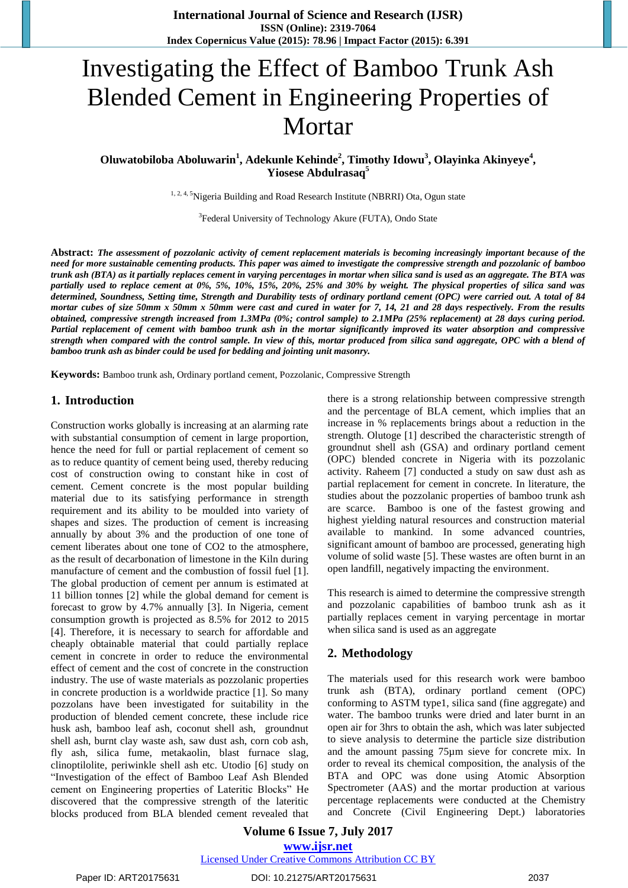# Investigating the Effect of Bamboo Trunk Ash Blended Cement in Engineering Properties of Mortar

**Oluwatobiloba Aboluwarin[1], Adekunle Kehinde[2], Timothy Idowu[3], Olayinka Akinyeye[4], Yiosese Abdulrasaq[5]**

[1, 2, 4, 5]Nigeria Building and Road Research Institute (NBRRI) Ota, Ogun state

[3]Federal University of Technology Akure (FUTA), Ondo State

**Abstract:** ***The assessment of pozzolanic activity of cement replacement materials is becoming increasingly important because of the need for more sustainable cementing products. This paper was aimed to investigate the compressive strength and pozzolanic of bamboo trunk ash (BTA) as it partially replaces cement in varying percentages in mortar when silica sand is used as an aggregate. The BTA was partially used to replace cement at 0%, 5%, 10%, 15%, 20%, 25% and 30% by weight. The physical properties of silica sand was determined, Soundness, Setting time, Strength and Durability tests of ordinary portland cement (OPC) were carried out. A total of 84 mortar cubes of size 50mm x 50mm x 50mm were cast and cured in water for 7, 14, 21 and 28 days respectively. From the results obtained, compressive strength increased from 1.3MPa (0%; control sample) to 2.1MPa (25% replacement) at 28 days curing period. Partial replacement of cement with bamboo trunk ash in the mortar significantly improved its water absorption and compressive strength when compared with the control sample. In view of this, mortar produced from silica sand aggregate, OPC with a blend of bamboo trunk ash as binder could be used for bedding and jointing unit masonry.***

**Keywords:** Bamboo trunk ash, Ordinary portland cement, Pozzolanic, Compressive Strength

## 1. Introduction

Construction works globally is increasing at an alarming rate with substantial consumption of cement in large proportion, hence the need for full or partial replacement of cement so as to reduce quantity of cement being used, thereby reducing cost of construction owing to constant hike in cost of cement. Cement concrete is the most popular building material due to its satisfying performance in strength requirement and its ability to be moulded into variety of shapes and sizes. The production of cement is increasing annually by about 3% and the production of one tone of cement liberates about one tone of $CO_2$ to the atmosphere, as the result of decarbonation of limestone in the Kiln during manufacture of cement and the combustion of fossil fuel [1]. The global production of cement per annum is estimated at 11 billion tonnes [2] while the global demand for cement is forecast to grow by 4.7% annually [3]. In Nigeria, cement consumption growth is projected as 8.5% for 2012 to 2015 [4]. Therefore, it is necessary to search for affordable and cheaply obtainable material that could partially replace cement in concrete in order to reduce the environmental effect of cement and the cost of concrete in the construction industry. The use of waste materials as pozzolanic properties in concrete production is a worldwide practice [1]. So many pozzolans have been investigated for suitability in the production of blended cement concrete, these include rice husk ash, bamboo leaf ash, coconut shell ash, groundnut shell ash, burnt clay waste ash, saw dust ash, corn cob ash, fly ash, silica fume, metakaolin, blast furnace slag, clinoptilolite, periwinkle shell ash etc. Utodio [6] study on "Investigation of the effect of Bamboo Leaf Ash Blended cement on Engineering properties of Lateritic Blocks" He discovered that the compressive strength of the lateritic blocks produced from BLA blended cement revealed that there is a strong relationship between compressive strength and the percentage of BLA cement, which implies that an increase in % replacements brings about a reduction in the strength. Olutoge [1] described the characteristic strength of groundnut shell ash (GSA) and ordinary portland cement (OPC) blended concrete in Nigeria with its pozzolanic activity. Raheem [7] conducted a study on saw dust ash as partial replacement for cement in concrete. In literature, the studies about the pozzolanic properties of bamboo trunk ash are scarce. Bamboo is one of the fastest growing and highest yielding natural resources and construction material available to mankind. In some advanced countries, significant amount of bamboo are processed, generating high volume of solid waste [5]. These wastes are often burnt in an open landfill, negatively impacting the environment.

This research is aimed to determine the compressive strength and pozzolanic capabilities of bamboo trunk ash as it partially replaces cement in varying percentage in mortar when silica sand is used as an aggregate

## 2. Methodology

The materials used for this research work were bamboo trunk ash (BTA), ordinary portland cement (OPC) conforming to ASTM type1, silica sand (fine aggregate) and water. The bamboo trunks were dried and later burnt in an open air for 3hrs to obtain the ash, which was later subjected to sieve analysis to determine the particle size distribution and the amount passing 75µm sieve for concrete mix. In order to reveal its chemical composition, the analysis of the BTA and OPC was done using Atomic Absorption Spectrometer (AAS) and the mortar production at various percentage replacements were conducted at the Chemistry and Concrete (Civil Engineering Dept.) laboratories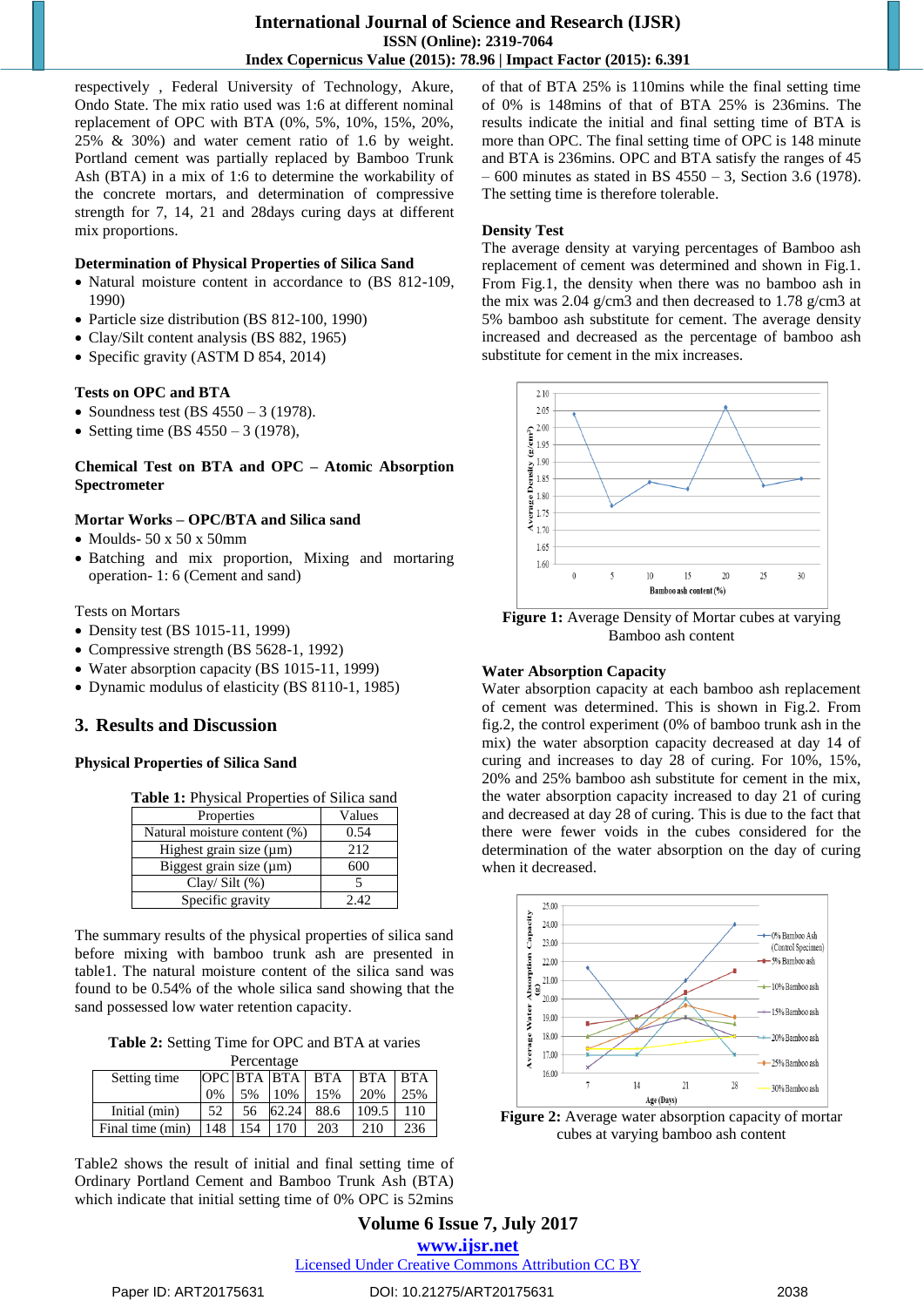respectively , Federal University of Technology, Akure, Ondo State. The mix ratio used was 1:6 at different nominal replacement of OPC with BTA (0%, 5%, 10%, 15%, 20%, 25% & 30%) and water cement ratio of 1.6 by weight. Portland cement was partially replaced by Bamboo Trunk Ash (BTA) in a mix of 1:6 to determine the workability of the concrete mortars, and determination of compressive strength for 7, 14, 21 and 28days curing days at different mix proportions.

**Determination of Physical Properties of Silica Sand**

- Natural moisture content in accordance to (BS 812-109, 1990)
- Particle size distribution (BS 812-100, 1990)
- Clay/Silt content analysis (BS 882, 1965)
- Specific gravity (ASTM D 854, 2014)

**Tests on OPC and BTA**

- Soundness test (BS 4550 – 3 (1978).
- Setting time (BS 4550 – 3 (1978),

**Chemical Test on BTA and OPC – Atomic Absorption Spectrometer**

**Mortar Works – OPC/BTA and Silica sand**

- Moulds- 50 x 50 x 50mm
- Batching and mix proportion, Mixing and mortaring operation- 1: 6 (Cement and sand)

Tests on Mortars

- Density test (BS 1015-11, 1999)
- Compressive strength (BS 5628-1, 1992)
- Water absorption capacity (BS 1015-11, 1999)
- Dynamic modulus of elasticity (BS 8110-1, 1985)

## 3. Results and Discussion

**Physical Properties of Silica Sand**

**Table 1:** Physical Properties of Silica sand

| Properties | Values |
|---|---|
| Natural moisture content (%) | 0.54 |
| Highest grain size (µm) | 212 |
| Biggest grain size (µm) | 600 |
| Clay/ Silt (%) | 5 |
| Specific gravity | 2.42 |

The summary results of the physical properties of silica sand before mixing with bamboo trunk ash are presented in table1. The natural moisture content of the silica sand was found to be 0.54% of the whole silica sand showing that the sand possessed low water retention capacity.

**Table 2:** Setting Time for OPC and BTA at varies Percentage

| Setting time | OPC 0% | BTA 5% | BTA 10% | BTA 15% | BTA 20% | BTA 25% |
|---|---|---|---|---|---|---|
| Initial (min) | 52 | 56 | 62.24 | 88.6 | 109.5 | 110 |
| Final time (min) | 148 | 154 | 170 | 203 | 210 | 236 |

Table2 shows the result of initial and final setting time of Ordinary Portland Cement and Bamboo Trunk Ash (BTA) which indicate that initial setting time of 0% OPC is 52mins of that of BTA 25% is 110mins while the final setting time of 0% is 148mins of that of BTA 25% is 236mins. The results indicate the initial and final setting time of BTA is more than OPC. The final setting time of OPC is 148 minute and BTA is 236mins. OPC and BTA satisfy the ranges of 45 – 600 minutes as stated in BS 4550 – 3, Section 3.6 (1978). The setting time is therefore tolerable.

**Density Test**

The average density at varying percentages of Bamboo ash replacement of cement was determined and shown in Fig.1. From Fig.1, the density when there was no bamboo ash in the mix was 2.04 g/cm3 and then decreased to 1.78 g/cm3 at 5% bamboo ash substitute for cement. The average density increased and decreased as the percentage of bamboo ash substitute for cement in the mix increases.

**Figure 1:** Average Density of Mortar cubes at varying Bamboo ash content

**Water Absorption Capacity**

Water absorption capacity at each bamboo ash replacement of cement was determined. This is shown in Fig.2. From fig.2, the control experiment (0% of bamboo trunk ash in the mix) the water absorption capacity decreased at day 14 of curing and increases to day 28 of curing. For 10%, 15%, 20% and 25% bamboo ash substitute for cement in the mix, the water absorption capacity increased to day 21 of curing and decreased at day 28 of curing. This is due to the fact that there were fewer voids in the cubes considered for the determination of the water absorption on the day of curing when it decreased.

**Figure 2:** Average water absorption capacity of mortar cubes at varying bamboo ash content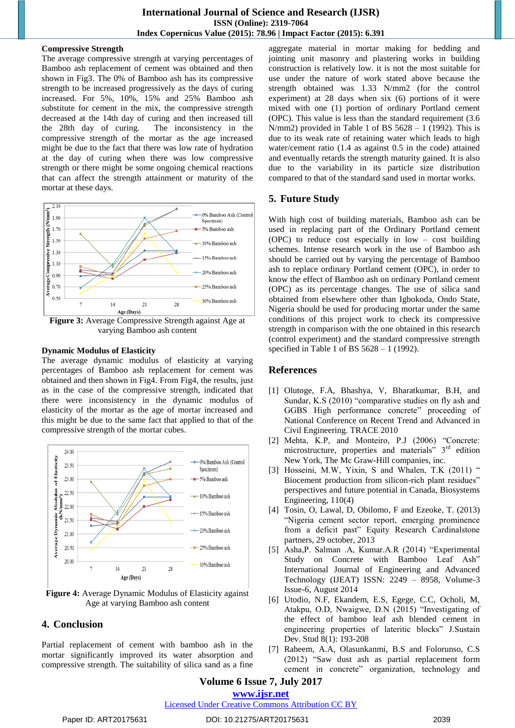**Compressive Strength**

The average compressive strength at varying percentages of Bamboo ash replacement of cement was obtained and then shown in Fig3. The 0% of Bamboo ash has its compressive strength to be increased progressively as the days of curing increased. For 5%, 10%, 15% and 25% Bamboo ash substitute for cement in the mix, the compressive strength decreased at the 14th day of curing and then increased till the 28th day of curing. The inconsistency in the compressive strength of the mortar as the age increased might be due to the fact that there was low rate of hydration at the day of curing when there was low compressive strength or there might be some ongoing chemical reactions that can affect the strength attainment or maturity of the mortar at these days.

**Figure 3:** Average Compressive Strength against Age at varying Bamboo ash content

**Dynamic Modulus of Elasticity**

The average dynamic modulus of elasticity at varying percentages of Bamboo ash replacement of cement was obtained and then shown in Fig4. From Fig4, the results, just as in the case of the compressive strength, indicated that there were inconsistency in the dynamic modulus of elasticity of the mortar as the age of mortar increased and this might be due to the same fact that applied to that of the compressive strength of the mortar cubes.

**Figure 4:** Average Dynamic Modulus of Elasticity against Age at varying Bamboo ash content

## 4. Conclusion

Partial replacement of cement with bamboo ash in the mortar significantly improved its water absorption and compressive strength. The suitability of silica sand as a fine aggregate material in mortar making for bedding and jointing unit masonry and plastering works in building construction is relatively low. it is not the most suitable for use under the nature of work stated above because the strength obtained was 1.33 N/mm2 (for the control experiment) at 28 days when six (6) portions of it were mixed with one (1) portion of ordinary Portland cement (OPC). This value is less than the standard requirement (3.6 N/mm2) provided in Table 1 of BS 5628 – 1 (1992). This is due to its weak rate of retaining water which leads to high water/cement ratio (1.4 as against 0.5 in the code) attained and eventually retards the strength maturity gained. It is also due to the variability in its particle size distribution compared to that of the standard sand used in mortar works.

## 5. Future Study

With high cost of building materials, Bamboo ash can be used in replacing part of the Ordinary Portland cement (OPC) to reduce cost especially in low – cost building schemes. Intense research work in the use of Bamboo ash should be carried out by varying the percentage of Bamboo ash to replace ordinary Portland cement (OPC), in order to know the effect of Bamboo ash on ordinary Portland cement (OPC) as its percentage changes. The use of silica sand obtained from elsewhere other than Igbokoda, Ondo State, Nigeria should be used for producing mortar under the same conditions of this project work to check its compressive strength in comparison with the one obtained in this research (control experiment) and the standard compressive strength specified in Table 1 of BS 5628 – 1 (1992).

## References

[1] Olutoge, F.A, Bhashya, V, Bharatkumar, B.H, and Sundar, K.S (2010) "comparative studies on fly ash and GGBS High performance concrete" proceeding of National Conference on Recent Trend and Advanced in Civil Engineering. TRACE 2010

[2] Mehta, K.P, and Monteiro, P.J (2006) "Concrete: microstructure, properties and materials" 3rd edition New York, The Mc Graw-Hill companies, inc.

[3] Hosseini, M.W, Yixin, S and Whalen, T.K (2011) " Biocement production from silicon-rich plant residues" perspectives and future potential in Canada, Biosystems Engineering, 110(4)

[4] Tosin, O, Lawal, D, Obilomo, F and Ezeoke, T. (2013) "Nigeria cement sector report, emerging prominence from a deficit past" Equity Research Cardinalstone partners, 29 october, 2013

[5] Asha,P. Salman .A, Kumar.A.R (2014) "Experimental Study on Concrete with Bamboo Leaf Ash" International Journal of Engineering and Advanced Technology (IJEAT) ISSN: 2249 – 8958, Volume-3 Issue-6, August 2014

[6] Utodio, N.F, Ekandem, E.S, Egege, C.C, Ocholi, M, Atakpu, O.D, Nwaigwe, D.N (2015) "Investigating of the effect of bamboo leaf ash blended cement in engineering properties of lateritic blocks" J.Sustain Dev. Stud 8(1): 193-208

[7] Raheem, A.A, Olasunkanmi, B.S and Folorunso, C.S (2012) "Saw dust ash as partial replacement form cement in concrete" organization, technology and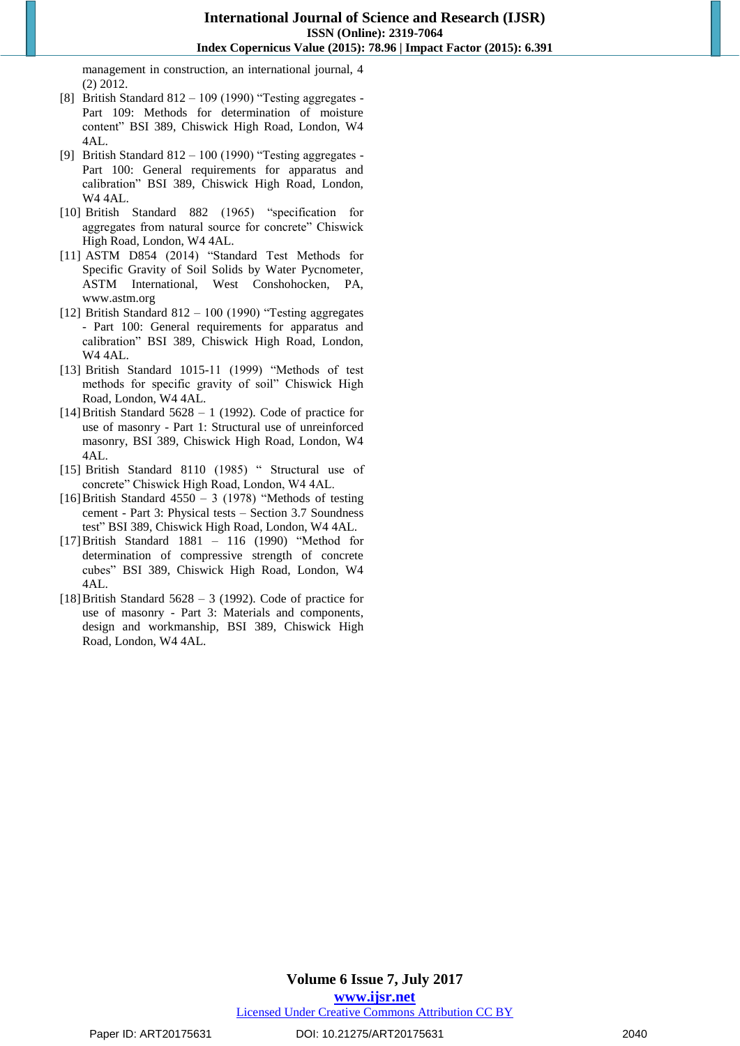management in construction, an international journal, 4 (2) 2012.

[8] British Standard 812 – 109 (1990) "Testing aggregates - Part 109: Methods for determination of moisture content" BSI 389, Chiswick High Road, London, W4 4AL.

[9] British Standard 812 – 100 (1990) "Testing aggregates - Part 100: General requirements for apparatus and calibration" BSI 389, Chiswick High Road, London, W4 4AL.

[10] British Standard 882 (1965) "specification for aggregates from natural source for concrete" Chiswick High Road, London, W4 4AL.

[11] ASTM D854 (2014) "Standard Test Methods for Specific Gravity of Soil Solids by Water Pycnometer, ASTM International, West Conshohocken, PA, www.astm.org

[12] British Standard 812 – 100 (1990) "Testing aggregates - Part 100: General requirements for apparatus and calibration" BSI 389, Chiswick High Road, London, W4 4AL.

[13] British Standard 1015-11 (1999) "Methods of test methods for specific gravity of soil" Chiswick High Road, London, W4 4AL.

[14] British Standard 5628 – 1 (1992). Code of practice for use of masonry - Part 1: Structural use of unreinforced masonry, BSI 389, Chiswick High Road, London, W4 4AL.

[15] British Standard 8110 (1985) " Structural use of concrete" Chiswick High Road, London, W4 4AL.

[16] British Standard 4550 – 3 (1978) "Methods of testing cement - Part 3: Physical tests – Section 3.7 Soundness test" BSI 389, Chiswick High Road, London, W4 4AL.

[17] British Standard 1881 – 116 (1990) "Method for determination of compressive strength of concrete cubes" BSI 389, Chiswick High Road, London, W4 4AL.

[18] British Standard 5628 – 3 (1992). Code of practice for use of masonry - Part 3: Materials and components, design and workmanship, BSI 389, Chiswick High Road, London, W4 4AL.